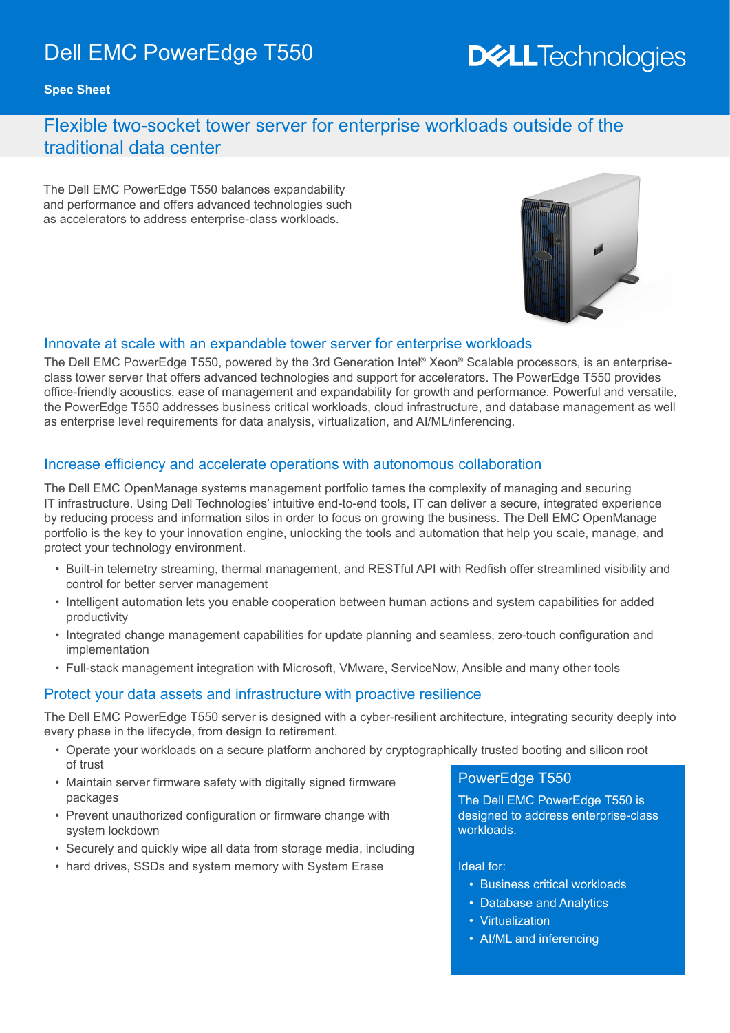# Dell EMC PowerEdge T550

**Spec Sheet**

## Flexible two-socket tower server for enterprise workloads outside of the traditional data center

The Dell EMC PowerEdge T550 balances expandability and performance and offers advanced technologies such as accelerators to address enterprise-class workloads.

## Innovate at scale with an expandable tower server for enterprise workloads

The Dell EMC PowerEdge T550, powered by the 3rd Generation Intel® Xeon® Scalable processors, is an enterprise-class tower server that offers advanced technologies and support for accelerators. The PowerEdge T550 provides office-friendly acoustics, ease of management and expandability for growth and performance. Powerful and versatile, the PowerEdge T550 addresses business critical workloads, cloud infrastructure, and database management as well as enterprise level requirements for data analysis, virtualization, and AI/ML/inferencing.

## Increase efficiency and accelerate operations with autonomous collaboration

The Dell EMC OpenManage systems management portfolio tames the complexity of managing and securing IT infrastructure. Using Dell Technologies' intuitive end-to-end tools, IT can deliver a secure, integrated experience by reducing process and information silos in order to focus on growing the business. The Dell EMC OpenManage portfolio is the key to your innovation engine, unlocking the tools and automation that help you scale, manage, and protect your technology environment.

- Built-in telemetry streaming, thermal management, and RESTful API with Redfish offer streamlined visibility and control for better server management
- Intelligent automation lets you enable cooperation between human actions and system capabilities for added productivity
- Integrated change management capabilities for update planning and seamless, zero-touch configuration and implementation
- Full-stack management integration with Microsoft, VMware, ServiceNow, Ansible and many other tools

## Protect your data assets and infrastructure with proactive resilience

The Dell EMC PowerEdge T550 server is designed with a cyber-resilient architecture, integrating security deeply into every phase in the lifecycle, from design to retirement.

- Operate your workloads on a secure platform anchored by cryptographically trusted booting and silicon root of trust
- Maintain server firmware safety with digitally signed firmware packages
- Prevent unauthorized configuration or firmware change with system lockdown
- Securely and quickly wipe all data from storage media, including
- hard drives, SSDs and system memory with System Erase

### PowerEdge T550

The Dell EMC PowerEdge T550 is designed to address enterprise-class workloads.

Ideal for:

- Business critical workloads
- Database and Analytics
- Virtualization
- AI/ML and inferencing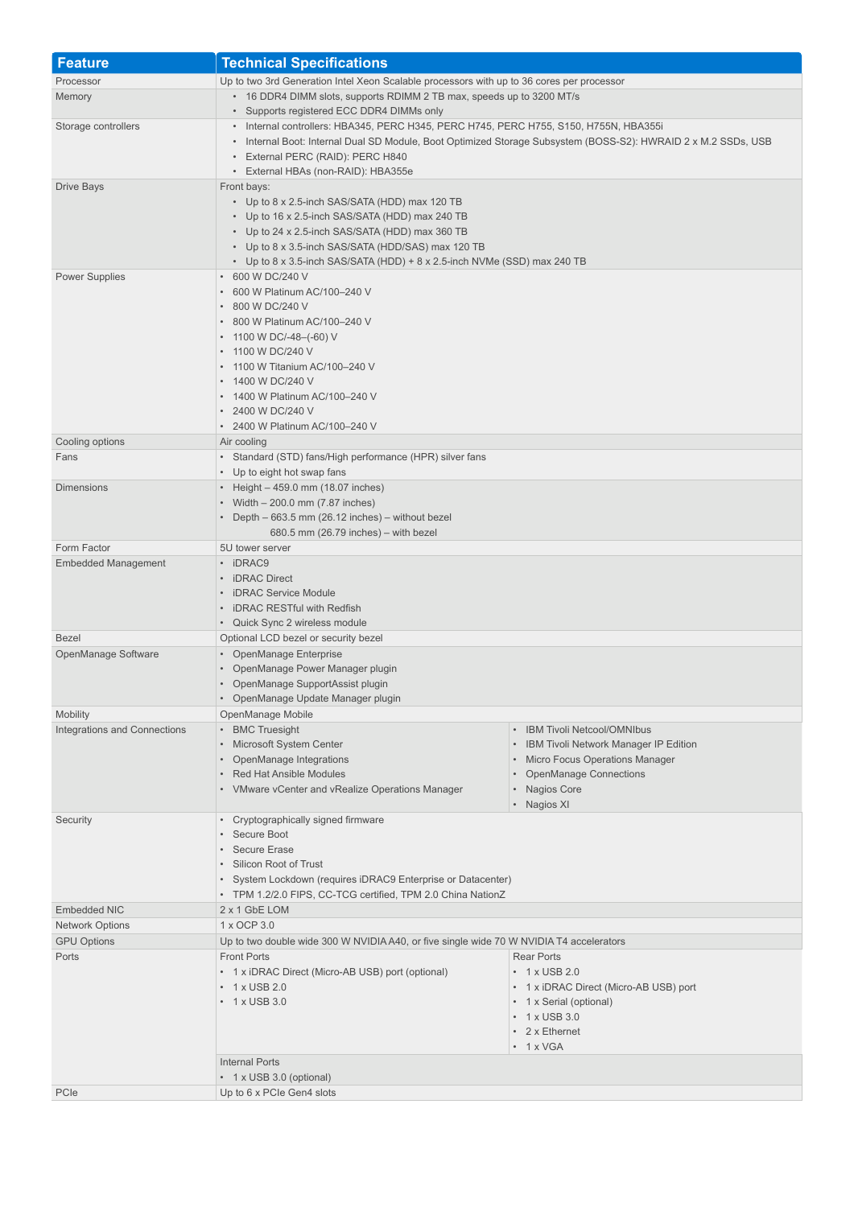| Feature | Technical Specifications |
|---|---|
| Processor | Up to two 3rd Generation Intel Xeon Scalable processors with up to 36 cores per processor |
| Memory | • 16 DDR4 DIMM slots, supports RDIMM 2 TB max, speeds up to 3200 MT/s<br>• Supports registered ECC DDR4 DIMMs only |
| Storage controllers | • Internal controllers: HBA345, PERC H345, PERC H745, PERC H755, S150, H755N, HBA355i<br>• Internal Boot: Internal Dual SD Module, Boot Optimized Storage Subsystem (BOSS-S2): HWRAID 2 x M.2 SSDs, USB<br>• External PERC (RAID): PERC H840<br>• External HBAs (non-RAID): HBA355e |
| Drive Bays | Front bays:<br>• Up to 8 x 2.5-inch SAS/SATA (HDD) max 120 TB<br>• Up to 16 x 2.5-inch SAS/SATA (HDD) max 240 TB<br>• Up to 24 x 2.5-inch SAS/SATA (HDD) max 360 TB<br>• Up to 8 x 3.5-inch SAS/SATA (HDD/SAS) max 120 TB<br>• Up to 8 x 3.5-inch SAS/SATA (HDD) + 8 x 2.5-inch NVMe (SSD) max 240 TB |
| Power Supplies | • 600 W DC/240 V<br>• 600 W Platinum AC/100–240 V<br>• 800 W DC/240 V<br>• 800 W Platinum AC/100–240 V<br>• 1100 W DC/-48–(-60) V<br>• 1100 W DC/240 V<br>• 1100 W Titanium AC/100–240 V<br>• 1400 W DC/240 V<br>• 1400 W Platinum AC/100–240 V<br>• 2400 W DC/240 V<br>• 2400 W Platinum AC/100–240 V |
| Cooling options | Air cooling |
| Fans | • Standard (STD) fans/High performance (HPR) silver fans<br>• Up to eight hot swap fans |
| Dimensions | • Height – 459.0 mm (18.07 inches)<br>• Width – 200.0 mm (7.87 inches)<br>• Depth – 663.5 mm (26.12 inches) – without bezel<br>680.5 mm (26.79 inches) – with bezel |
| Form Factor | 5U tower server |
| Embedded Management | • iDRAC9<br>• iDRAC Direct<br>• iDRAC Service Module<br>• iDRAC RESTful with Redfish<br>• Quick Sync 2 wireless module |
| Bezel | Optional LCD bezel or security bezel |
| OpenManage Software | • OpenManage Enterprise<br>• OpenManage Power Manager plugin<br>• OpenManage SupportAssist plugin<br>• OpenManage Update Manager plugin |
| Mobility | OpenManage Mobile |
| Integrations and Connections | • BMC Truesight<br>• Microsoft System Center<br>• OpenManage Integrations<br>• Red Hat Ansible Modules<br>• VMware vCenter and vRealize Operations Manager<br>• IBM Tivoli Netcool/OMNIbus<br>• IBM Tivoli Network Manager IP Edition<br>• Micro Focus Operations Manager<br>• OpenManage Connections<br>• Nagios Core<br>• Nagios XI |
| Security | • Cryptographically signed firmware<br>• Secure Boot<br>• Secure Erase<br>• Silicon Root of Trust<br>• System Lockdown (requires iDRAC9 Enterprise or Datacenter)<br>• TPM 1.2/2.0 FIPS, CC-TCG certified, TPM 2.0 China NationZ |
| Embedded NIC | 2 x 1 GbE LOM |
| Network Options | 1 x OCP 3.0 |
| GPU Options | Up to two double wide 300 W NVIDIA A40, or five single wide 70 W NVIDIA T4 accelerators |
| Ports | Front Ports<br>• 1 x iDRAC Direct (Micro-AB USB) port (optional)<br>• 1 x USB 2.0<br>• 1 x USB 3.0<br>Rear Ports<br>• 1 x USB 2.0<br>• 1 x iDRAC Direct (Micro-AB USB) port<br>• 1 x Serial (optional)<br>• 1 x USB 3.0<br>• 2 x Ethernet<br>• 1 x VGA<br>Internal Ports<br>• 1 x USB 3.0 (optional) |
| PCIe | Up to 6 x PCIe Gen4 slots |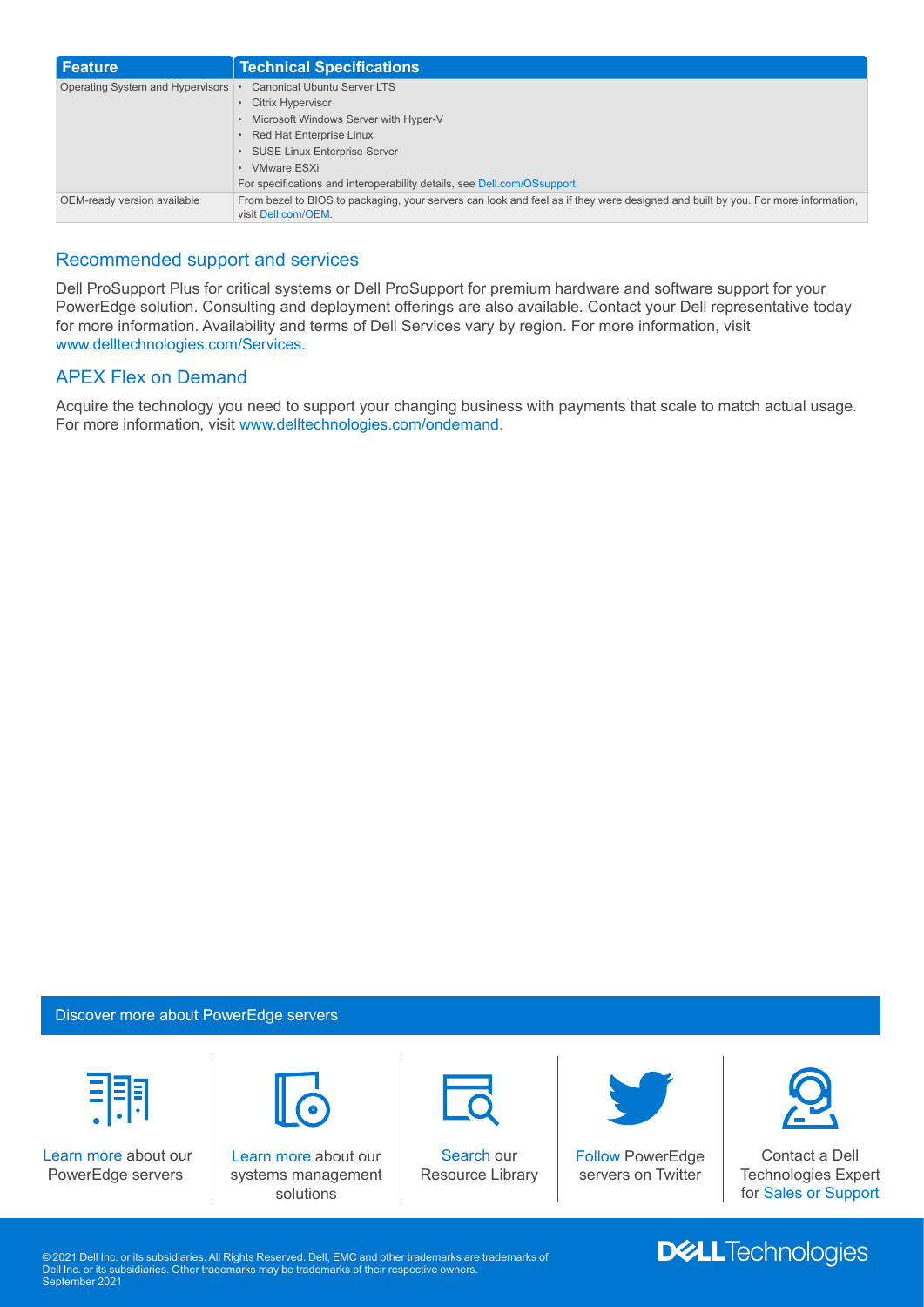| Feature | Technical Specifications |
| --- | --- |
| Operating System and Hypervisors | • Canonical Ubuntu Server LTS<br>• Citrix Hypervisor<br>• Microsoft Windows Server with Hyper-V<br>• Red Hat Enterprise Linux<br>• SUSE Linux Enterprise Server<br>• VMware ESXi<br>For specifications and interoperability details, see Dell.com/OSsupport. |
| OEM-ready version available | From bezel to BIOS to packaging, your servers can look and feel as if they were designed and built by you. For more information, visit Dell.com/OEM. |

## Recommended support and services

Dell ProSupport Plus for critical systems or Dell ProSupport for premium hardware and software support for your PowerEdge solution. Consulting and deployment offerings are also available. Contact your Dell representative today for more information. Availability and terms of Dell Services vary by region. For more information, visit www.delltechnologies.com/Services.

## APEX Flex on Demand

Acquire the technology you need to support your changing business with payments that scale to match actual usage. For more information, visit www.delltechnologies.com/ondemand.

Discover more about PowerEdge servers

Learn more about our PowerEdge servers

Learn more about our systems management solutions

Search our Resource Library

Follow PowerEdge servers on Twitter

Contact a Dell Technologies Expert for Sales or Support

© 2021 Dell Inc. or its subsidiaries. All Rights Reserved. Dell, EMC and other trademarks are trademarks of Dell Inc. or its subsidiaries. Other trademarks may be trademarks of their respective owners.
September 2021

DELL Technologies